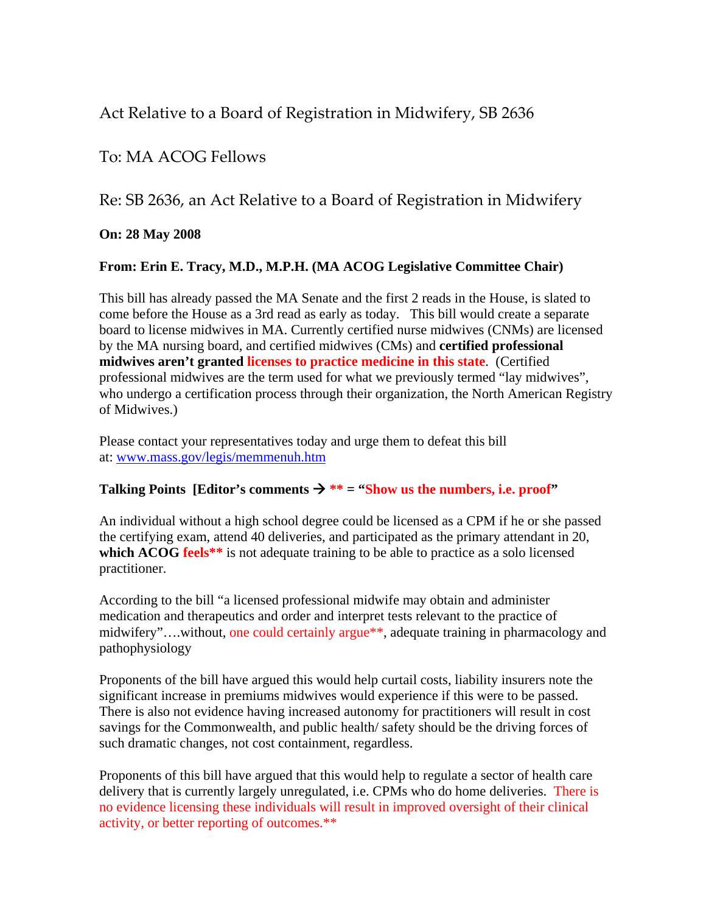# Act Relative to a Board of Registration in Midwifery, SB 2636

## To: MA ACOG Fellows

## Re: SB 2636, an Act Relative to a Board of Registration in Midwifery

**On: 28 May 2008**

**From: Erin E. Tracy, M.D., M.P.H. (MA ACOG Legislative Committee Chair)**

This bill has already passed the MA Senate and the first 2 reads in the House, is slated to come before the House as a 3rd read as early as today. This bill would create a separate board to license midwives in MA. Currently certified nurse midwives (CNMs) are licensed by the MA nursing board, and certified midwives (CMs) and **certified professional midwives aren't granted licenses to practice medicine in this state**. (Certified professional midwives are the term used for what we previously termed "lay midwives", who undergo a certification process through their organization, the North American Registry of Midwives.)

Please contact your representatives today and urge them to defeat this bill at: [www.mass.gov/legis/memmenuh.htm](www.mass.gov/legis/memmenuh.htm)

**Talking Points [Editor's comments → ** = "Show us the numbers, i.e. proof"**

An individual without a high school degree could be licensed as a CPM if he or she passed the certifying exam, attend 40 deliveries, and participated as the primary attendant in 20, **which ACOG feels**** is not adequate training to be able to practice as a solo licensed practitioner.

According to the bill "a licensed professional midwife may obtain and administer medication and therapeutics and order and interpret tests relevant to the practice of midwifery"….without, one could certainly argue**, adequate training in pharmacology and pathophysiology

Proponents of the bill have argued this would help curtail costs, liability insurers note the significant increase in premiums midwives would experience if this were to be passed. There is also not evidence having increased autonomy for practitioners will result in cost savings for the Commonwealth, and public health/ safety should be the driving forces of such dramatic changes, not cost containment, regardless.

Proponents of this bill have argued that this would help to regulate a sector of health care delivery that is currently largely unregulated, i.e. CPMs who do home deliveries. There is no evidence licensing these individuals will result in improved oversight of their clinical activity, or better reporting of outcomes.**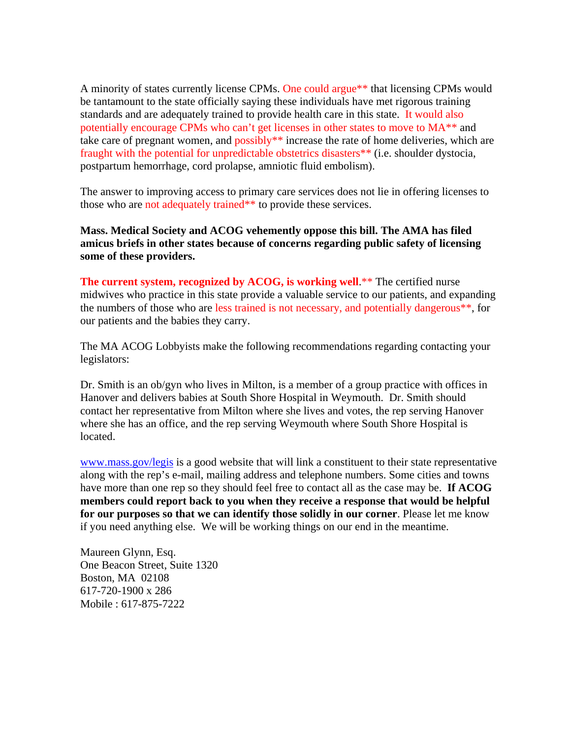A minority of states currently license CPMs. One could argue** that licensing CPMs would be tantamount to the state officially saying these individuals have met rigorous training standards and are adequately trained to provide health care in this state. It would also potentially encourage CPMs who can't get licenses in other states to move to MA** and take care of pregnant women, and possibly** increase the rate of home deliveries, which are fraught with the potential for unpredictable obstetrics disasters** (i.e. shoulder dystocia, postpartum hemorrhage, cord prolapse, amniotic fluid embolism).

The answer to improving access to primary care services does not lie in offering licenses to those who are not adequately trained** to provide these services.

**Mass. Medical Society and ACOG vehemently oppose this bill. The AMA has filed amicus briefs in other states because of concerns regarding public safety of licensing some of these providers.**

**The current system, recognized by ACOG, is working well**.** The certified nurse midwives who practice in this state provide a valuable service to our patients, and expanding the numbers of those who are less trained is not necessary, and potentially dangerous**, for our patients and the babies they carry.

The MA ACOG Lobbyists make the following recommendations regarding contacting your legislators:

Dr. Smith is an ob/gyn who lives in Milton, is a member of a group practice with offices in Hanover and delivers babies at South Shore Hospital in Weymouth. Dr. Smith should contact her representative from Milton where she lives and votes, the rep serving Hanover where she has an office, and the rep serving Weymouth where South Shore Hospital is located.

[www.mass.gov/legis](http://www.mass.gov/legis) is a good website that will link a constituent to their state representative along with the rep's e-mail, mailing address and telephone numbers. Some cities and towns have more than one rep so they should feel free to contact all as the case may be. **If ACOG members could report back to you when they receive a response that would be helpful for our purposes so that we can identify those solidly in our corner**. Please let me know if you need anything else. We will be working things on our end in the meantime.

Maureen Glynn, Esq.
One Beacon Street, Suite 1320
Boston, MA 02108
617-720-1900 x 286
Mobile : 617-875-7222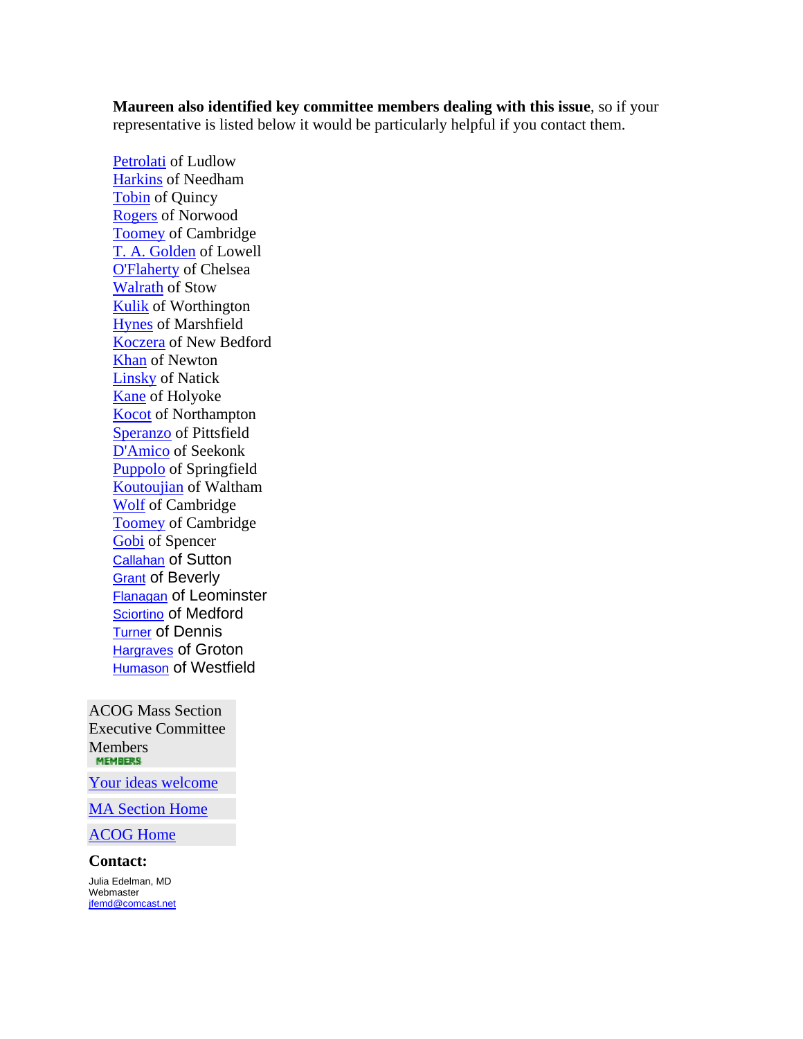**Maureen also identified key committee members dealing with this issue**, so if your representative is listed below it would be particularly helpful if you contact them.

Petrolati of Ludlow
Harkins of Needham
Tobin of Quincy
Rogers of Norwood
Toomey of Cambridge
T. A. Golden of Lowell
O'Flaherty of Chelsea
Walrath of Stow
Kulik of Worthington
Hynes of Marshfield
Koczera of New Bedford
Khan of Newton
Linsky of Natick
Kane of Holyoke
Kocot of Northampton
Speranzo of Pittsfield
D'Amico of Seekonk
Puppolo of Springfield
Koutoujian of Waltham
Wolf of Cambridge
Toomey of Cambridge
Gobi of Spencer
Callahan of Sutton
Grant of Beverly
Flanagan of Leominster
Sciortino of Medford
Turner of Dennis
Hargraves of Groton
Humason of Westfield

ACOG Mass Section Executive Committee Members
MEMBERS

Your ideas welcome

MA Section Home

ACOG Home

**Contact:**

Julia Edelman, MD
Webmaster
jfemd@comcast.net